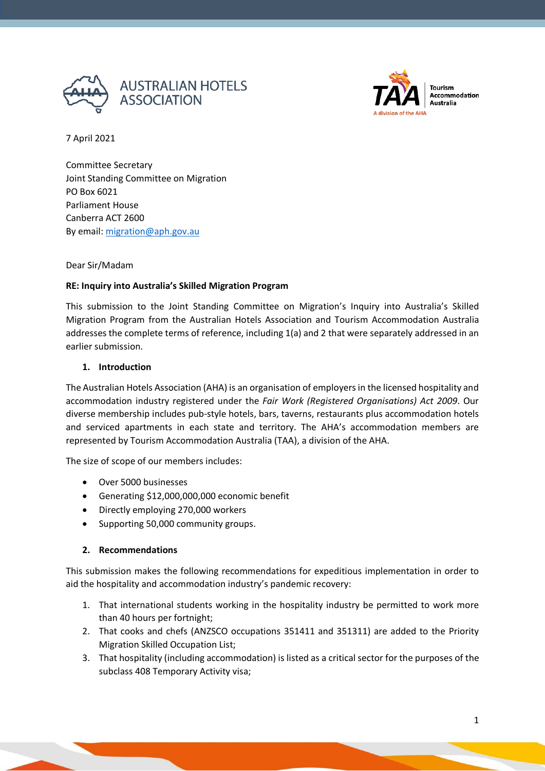AUSTRALIAN HOTELS ASSOCIATION

Tourism Accommodation Australia – A division of the AHA

7 April 2021

Committee Secretary
Joint Standing Committee on Migration
PO Box 6021
Parliament House
Canberra ACT 2600
By email: migration@aph.gov.au

Dear Sir/Madam

**RE: Inquiry into Australia's Skilled Migration Program**

This submission to the Joint Standing Committee on Migration's Inquiry into Australia's Skilled Migration Program from the Australian Hotels Association and Tourism Accommodation Australia addresses the complete terms of reference, including 1(a) and 2 that were separately addressed in an earlier submission.

## 1. Introduction

The Australian Hotels Association (AHA) is an organisation of employers in the licensed hospitality and accommodation industry registered under the *Fair Work (Registered Organisations) Act 2009*. Our diverse membership includes pub-style hotels, bars, taverns, restaurants plus accommodation hotels and serviced apartments in each state and territory. The AHA's accommodation members are represented by Tourism Accommodation Australia (TAA), a division of the AHA.

The size of scope of our members includes:

- Over 5000 businesses
- Generating $12,000,000,000 economic benefit
- Directly employing 270,000 workers
- Supporting 50,000 community groups.

## 2. Recommendations

This submission makes the following recommendations for expeditious implementation in order to aid the hospitality and accommodation industry's pandemic recovery:

1. That international students working in the hospitality industry be permitted to work more than 40 hours per fortnight;
2. That cooks and chefs (ANZSCO occupations 351411 and 351311) are added to the Priority Migration Skilled Occupation List;
3. That hospitality (including accommodation) is listed as a critical sector for the purposes of the subclass 408 Temporary Activity visa;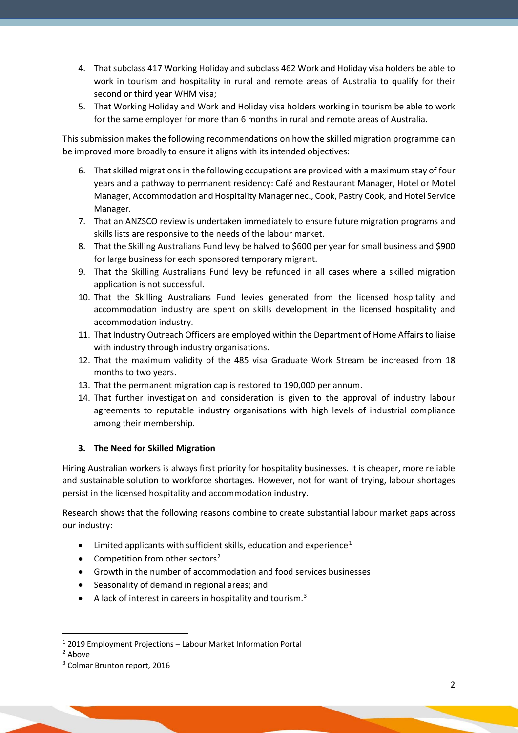4. That subclass 417 Working Holiday and subclass 462 Work and Holiday visa holders be able to work in tourism and hospitality in rural and remote areas of Australia to qualify for their second or third year WHM visa;
5. That Working Holiday and Work and Holiday visa holders working in tourism be able to work for the same employer for more than 6 months in rural and remote areas of Australia.

This submission makes the following recommendations on how the skilled migration programme can be improved more broadly to ensure it aligns with its intended objectives:

6. That skilled migrations in the following occupations are provided with a maximum stay of four years and a pathway to permanent residency: Café and Restaurant Manager, Hotel or Motel Manager, Accommodation and Hospitality Manager nec., Cook, Pastry Cook, and Hotel Service Manager.
7. That an ANZSCO review is undertaken immediately to ensure future migration programs and skills lists are responsive to the needs of the labour market.
8. That the Skilling Australians Fund levy be halved to $600 per year for small business and $900 for large business for each sponsored temporary migrant.
9. That the Skilling Australians Fund levy be refunded in all cases where a skilled migration application is not successful.
10. That the Skilling Australians Fund levies generated from the licensed hospitality and accommodation industry are spent on skills development in the licensed hospitality and accommodation industry.
11. That Industry Outreach Officers are employed within the Department of Home Affairs to liaise with industry through industry organisations.
12. That the maximum validity of the 485 visa Graduate Work Stream be increased from 18 months to two years.
13. That the permanent migration cap is restored to 190,000 per annum.
14. That further investigation and consideration is given to the approval of industry labour agreements to reputable industry organisations with high levels of industrial compliance among their membership.

## 3. The Need for Skilled Migration

Hiring Australian workers is always first priority for hospitality businesses. It is cheaper, more reliable and sustainable solution to workforce shortages. However, not for want of trying, labour shortages persist in the licensed hospitality and accommodation industry.

Research shows that the following reasons combine to create substantial labour market gaps across our industry:

- Limited applicants with sufficient skills, education and experience[1]
- Competition from other sectors[2]
- Growth in the number of accommodation and food services businesses
- Seasonality of demand in regional areas; and
- A lack of interest in careers in hospitality and tourism.[3]

[1] 2019 Employment Projections – Labour Market Information Portal

[2] Above

[3] Colmar Brunton report, 2016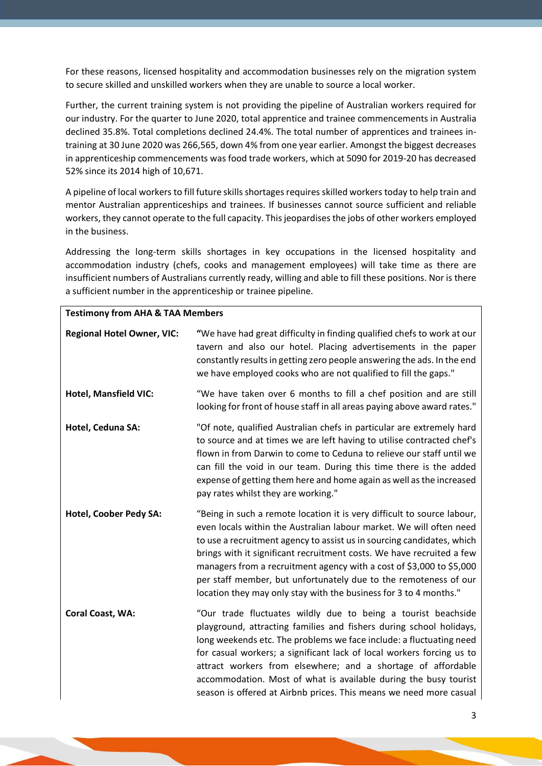For these reasons, licensed hospitality and accommodation businesses rely on the migration system to secure skilled and unskilled workers when they are unable to source a local worker.

Further, the current training system is not providing the pipeline of Australian workers required for our industry. For the quarter to June 2020, total apprentice and trainee commencements in Australia declined 35.8%. Total completions declined 24.4%. The total number of apprentices and trainees in-training at 30 June 2020 was 266,565, down 4% from one year earlier. Amongst the biggest decreases in apprenticeship commencements was food trade workers, which at 5090 for 2019-20 has decreased 52% since its 2014 high of 10,671.

A pipeline of local workers to fill future skills shortages requires skilled workers today to help train and mentor Australian apprenticeships and trainees. If businesses cannot source sufficient and reliable workers, they cannot operate to the full capacity. This jeopardises the jobs of other workers employed in the business.

Addressing the long-term skills shortages in key occupations in the licensed hospitality and accommodation industry (chefs, cooks and management employees) will take time as there are insufficient numbers of Australians currently ready, willing and able to fill these positions. Nor is there a sufficient number in the apprenticeship or trainee pipeline.

| **Testimony from AHA & TAA Members** | |
|---|---|
| **Regional Hotel Owner, VIC:** | "We have had great difficulty in finding qualified chefs to work at our tavern and also our hotel. Placing advertisements in the paper constantly results in getting zero people answering the ads. In the end we have employed cooks who are not qualified to fill the gaps." |
| **Hotel, Mansfield VIC:** | "We have taken over 6 months to fill a chef position and are still looking for front of house staff in all areas paying above award rates." |
| **Hotel, Ceduna SA:** | "Of note, qualified Australian chefs in particular are extremely hard to source and at times we are left having to utilise contracted chef's flown in from Darwin to come to Ceduna to relieve our staff until we can fill the void in our team. During this time there is the added expense of getting them here and home again as well as the increased pay rates whilst they are working." |
| **Hotel, Coober Pedy SA:** | "Being in such a remote location it is very difficult to source labour, even locals within the Australian labour market. We will often need to use a recruitment agency to assist us in sourcing candidates, which brings with it significant recruitment costs. We have recruited a few managers from a recruitment agency with a cost of $3,000 to $5,000 per staff member, but unfortunately due to the remoteness of our location they may only stay with the business for 3 to 4 months." |
| **Coral Coast, WA:** | "Our trade fluctuates wildly due to being a tourist beachside playground, attracting families and fishers during school holidays, long weekends etc. The problems we face include: a fluctuating need for casual workers; a significant lack of local workers forcing us to attract workers from elsewhere; and a shortage of affordable accommodation. Most of what is available during the busy tourist season is offered at Airbnb prices. This means we need more casual |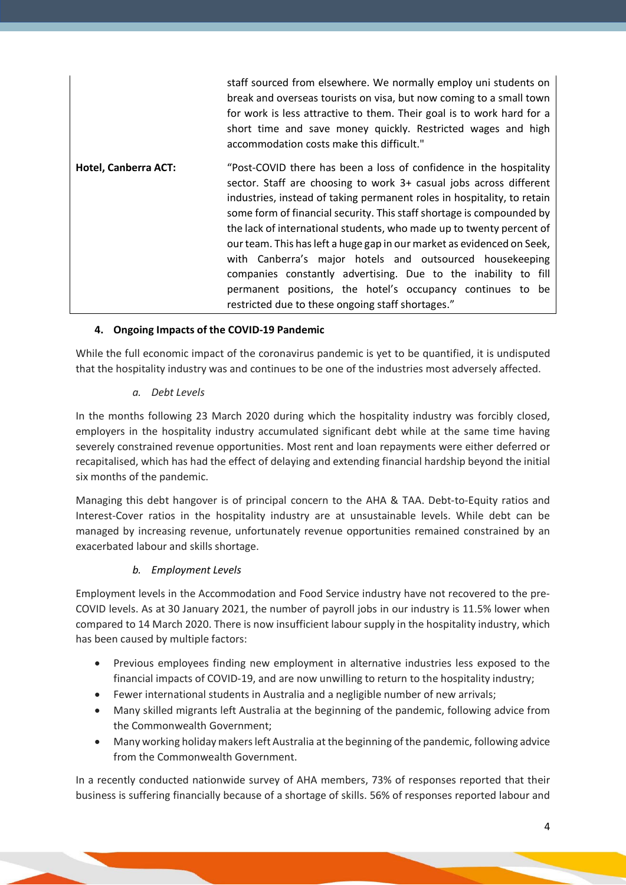| | |
|---|---|
| | staff sourced from elsewhere. We normally employ uni students on break and overseas tourists on visa, but now coming to a small town for work is less attractive to them. Their goal is to work hard for a short time and save money quickly. Restricted wages and high accommodation costs make this difficult." |
| **Hotel, Canberra ACT:** | "Post-COVID there has been a loss of confidence in the hospitality sector. Staff are choosing to work 3+ casual jobs across different industries, instead of taking permanent roles in hospitality, to retain some form of financial security. This staff shortage is compounded by the lack of international students, who made up to twenty percent of our team. This has left a huge gap in our market as evidenced on Seek, with Canberra's major hotels and outsourced housekeeping companies constantly advertising. Due to the inability to fill permanent positions, the hotel's occupancy continues to be restricted due to these ongoing staff shortages." |

### 4. Ongoing Impacts of the COVID-19 Pandemic

While the full economic impact of the coronavirus pandemic is yet to be quantified, it is undisputed that the hospitality industry was and continues to be one of the industries most adversely affected.

#### *a. Debt Levels*

In the months following 23 March 2020 during which the hospitality industry was forcibly closed, employers in the hospitality industry accumulated significant debt while at the same time having severely constrained revenue opportunities. Most rent and loan repayments were either deferred or recapitalised, which has had the effect of delaying and extending financial hardship beyond the initial six months of the pandemic.

Managing this debt hangover is of principal concern to the AHA & TAA. Debt-to-Equity ratios and Interest-Cover ratios in the hospitality industry are at unsustainable levels. While debt can be managed by increasing revenue, unfortunately revenue opportunities remained constrained by an exacerbated labour and skills shortage.

#### *b. Employment Levels*

Employment levels in the Accommodation and Food Service industry have not recovered to the pre-COVID levels. As at 30 January 2021, the number of payroll jobs in our industry is 11.5% lower when compared to 14 March 2020. There is now insufficient labour supply in the hospitality industry, which has been caused by multiple factors:

- Previous employees finding new employment in alternative industries less exposed to the financial impacts of COVID-19, and are now unwilling to return to the hospitality industry;
- Fewer international students in Australia and a negligible number of new arrivals;
- Many skilled migrants left Australia at the beginning of the pandemic, following advice from the Commonwealth Government;
- Many working holiday makers left Australia at the beginning of the pandemic, following advice from the Commonwealth Government.

In a recently conducted nationwide survey of AHA members, 73% of responses reported that their business is suffering financially because of a shortage of skills. 56% of responses reported labour and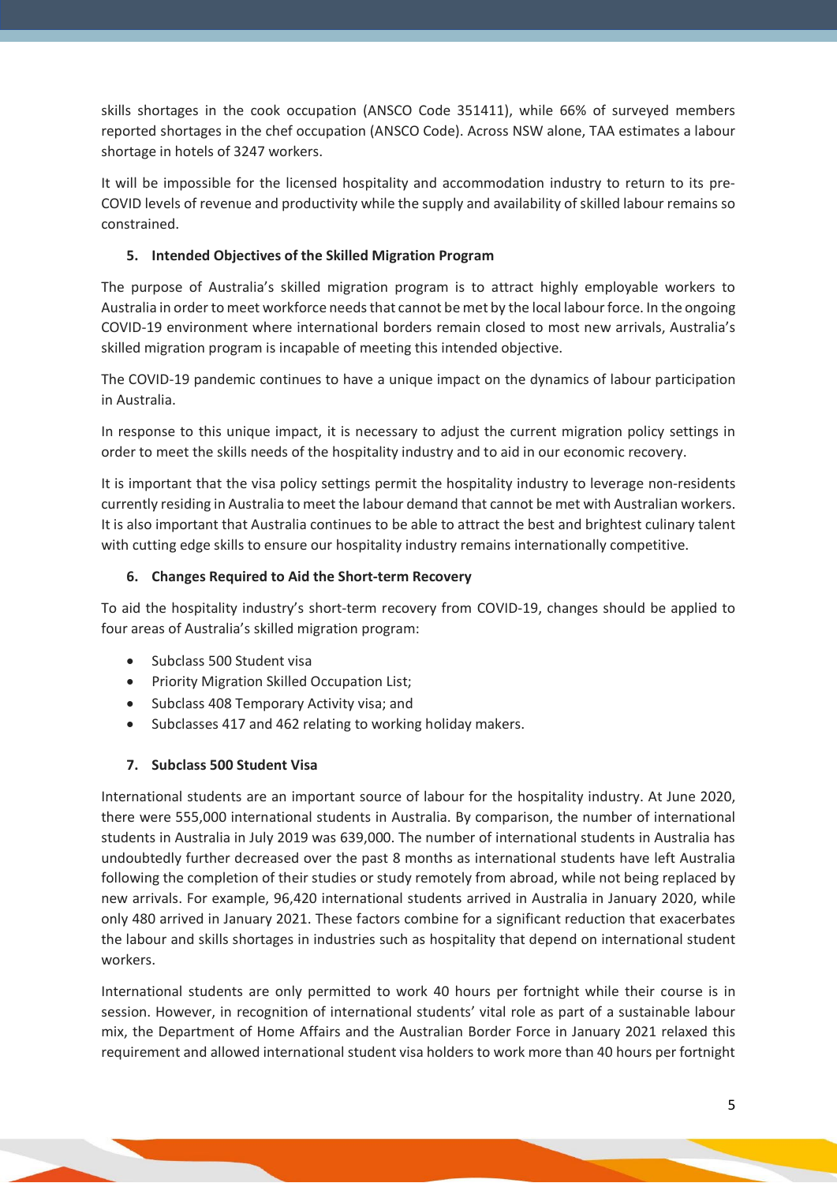skills shortages in the cook occupation (ANSCO Code 351411), while 66% of surveyed members reported shortages in the chef occupation (ANSCO Code). Across NSW alone, TAA estimates a labour shortage in hotels of 3247 workers.

It will be impossible for the licensed hospitality and accommodation industry to return to its pre-COVID levels of revenue and productivity while the supply and availability of skilled labour remains so constrained.

## 5. Intended Objectives of the Skilled Migration Program

The purpose of Australia's skilled migration program is to attract highly employable workers to Australia in order to meet workforce needs that cannot be met by the local labour force. In the ongoing COVID-19 environment where international borders remain closed to most new arrivals, Australia's skilled migration program is incapable of meeting this intended objective.

The COVID-19 pandemic continues to have a unique impact on the dynamics of labour participation in Australia.

In response to this unique impact, it is necessary to adjust the current migration policy settings in order to meet the skills needs of the hospitality industry and to aid in our economic recovery.

It is important that the visa policy settings permit the hospitality industry to leverage non-residents currently residing in Australia to meet the labour demand that cannot be met with Australian workers. It is also important that Australia continues to be able to attract the best and brightest culinary talent with cutting edge skills to ensure our hospitality industry remains internationally competitive.

## 6. Changes Required to Aid the Short-term Recovery

To aid the hospitality industry's short-term recovery from COVID-19, changes should be applied to four areas of Australia's skilled migration program:

- Subclass 500 Student visa
- Priority Migration Skilled Occupation List;
- Subclass 408 Temporary Activity visa; and
- Subclasses 417 and 462 relating to working holiday makers.

## 7. Subclass 500 Student Visa

International students are an important source of labour for the hospitality industry. At June 2020, there were 555,000 international students in Australia. By comparison, the number of international students in Australia in July 2019 was 639,000. The number of international students in Australia has undoubtedly further decreased over the past 8 months as international students have left Australia following the completion of their studies or study remotely from abroad, while not being replaced by new arrivals. For example, 96,420 international students arrived in Australia in January 2020, while only 480 arrived in January 2021. These factors combine for a significant reduction that exacerbates the labour and skills shortages in industries such as hospitality that depend on international student workers.

International students are only permitted to work 40 hours per fortnight while their course is in session. However, in recognition of international students' vital role as part of a sustainable labour mix, the Department of Home Affairs and the Australian Border Force in January 2021 relaxed this requirement and allowed international student visa holders to work more than 40 hours per fortnight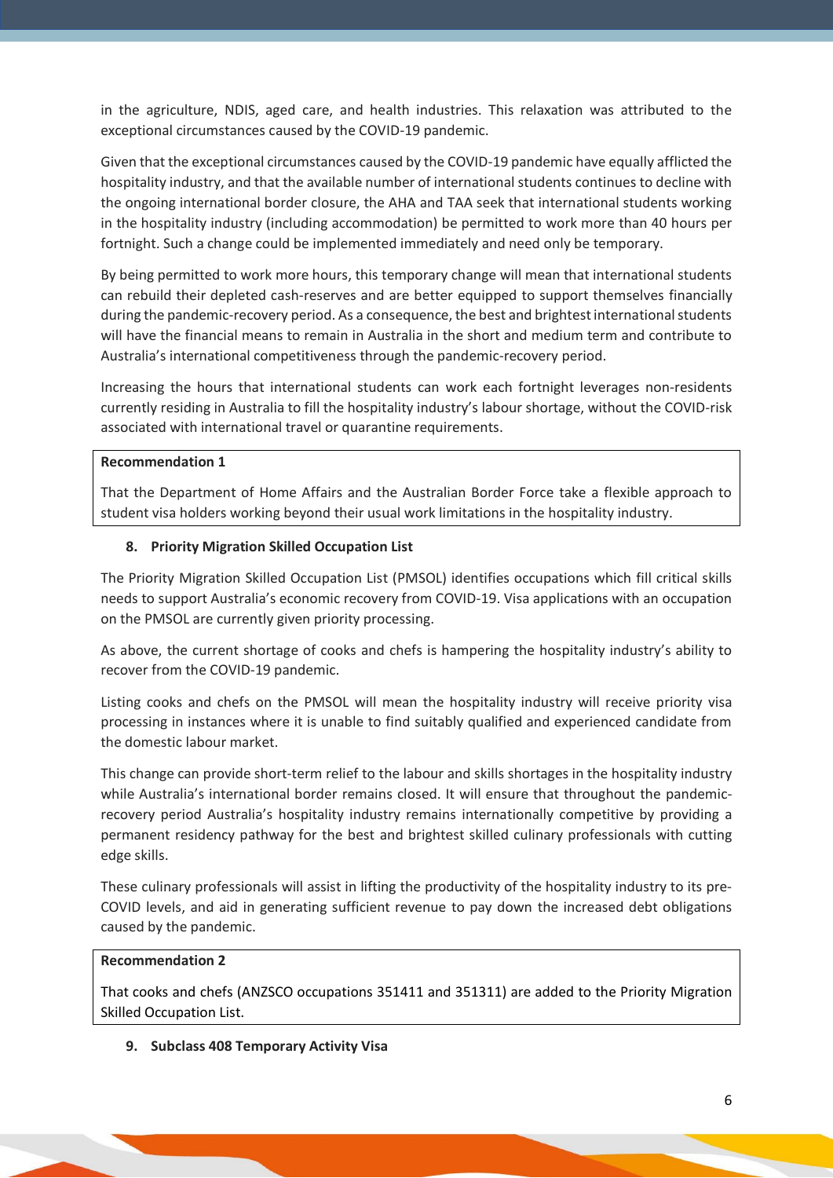in the agriculture, NDIS, aged care, and health industries. This relaxation was attributed to the exceptional circumstances caused by the COVID-19 pandemic.

Given that the exceptional circumstances caused by the COVID-19 pandemic have equally afflicted the hospitality industry, and that the available number of international students continues to decline with the ongoing international border closure, the AHA and TAA seek that international students working in the hospitality industry (including accommodation) be permitted to work more than 40 hours per fortnight. Such a change could be implemented immediately and need only be temporary.

By being permitted to work more hours, this temporary change will mean that international students can rebuild their depleted cash-reserves and are better equipped to support themselves financially during the pandemic-recovery period. As a consequence, the best and brightest international students will have the financial means to remain in Australia in the short and medium term and contribute to Australia's international competitiveness through the pandemic-recovery period.

Increasing the hours that international students can work each fortnight leverages non-residents currently residing in Australia to fill the hospitality industry's labour shortage, without the COVID-risk associated with international travel or quarantine requirements.

> **Recommendation 1**
>
> That the Department of Home Affairs and the Australian Border Force take a flexible approach to student visa holders working beyond their usual work limitations in the hospitality industry.

## 8. Priority Migration Skilled Occupation List

The Priority Migration Skilled Occupation List (PMSOL) identifies occupations which fill critical skills needs to support Australia's economic recovery from COVID-19. Visa applications with an occupation on the PMSOL are currently given priority processing.

As above, the current shortage of cooks and chefs is hampering the hospitality industry's ability to recover from the COVID-19 pandemic.

Listing cooks and chefs on the PMSOL will mean the hospitality industry will receive priority visa processing in instances where it is unable to find suitably qualified and experienced candidate from the domestic labour market.

This change can provide short-term relief to the labour and skills shortages in the hospitality industry while Australia's international border remains closed. It will ensure that throughout the pandemic-recovery period Australia's hospitality industry remains internationally competitive by providing a permanent residency pathway for the best and brightest skilled culinary professionals with cutting edge skills.

These culinary professionals will assist in lifting the productivity of the hospitality industry to its pre-COVID levels, and aid in generating sufficient revenue to pay down the increased debt obligations caused by the pandemic.

> **Recommendation 2**
>
> That cooks and chefs (ANZSCO occupations 351411 and 351311) are added to the Priority Migration Skilled Occupation List.

## 9. Subclass 408 Temporary Activity Visa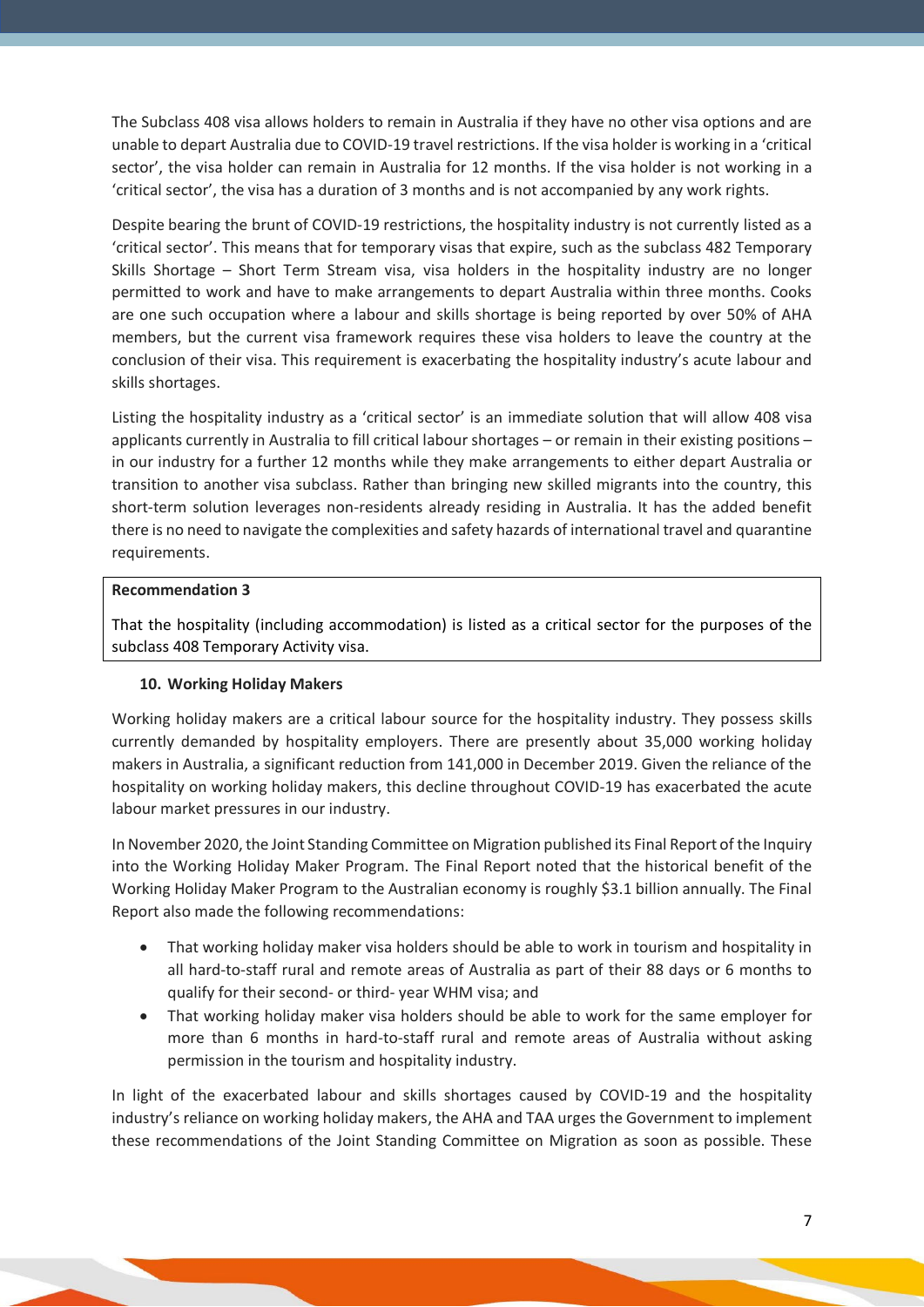The Subclass 408 visa allows holders to remain in Australia if they have no other visa options and are unable to depart Australia due to COVID-19 travel restrictions. If the visa holder is working in a 'critical sector', the visa holder can remain in Australia for 12 months. If the visa holder is not working in a 'critical sector', the visa has a duration of 3 months and is not accompanied by any work rights.

Despite bearing the brunt of COVID-19 restrictions, the hospitality industry is not currently listed as a 'critical sector'. This means that for temporary visas that expire, such as the subclass 482 Temporary Skills Shortage – Short Term Stream visa, visa holders in the hospitality industry are no longer permitted to work and have to make arrangements to depart Australia within three months. Cooks are one such occupation where a labour and skills shortage is being reported by over 50% of AHA members, but the current visa framework requires these visa holders to leave the country at the conclusion of their visa. This requirement is exacerbating the hospitality industry's acute labour and skills shortages.

Listing the hospitality industry as a 'critical sector' is an immediate solution that will allow 408 visa applicants currently in Australia to fill critical labour shortages – or remain in their existing positions – in our industry for a further 12 months while they make arrangements to either depart Australia or transition to another visa subclass. Rather than bringing new skilled migrants into the country, this short-term solution leverages non-residents already residing in Australia. It has the added benefit there is no need to navigate the complexities and safety hazards of international travel and quarantine requirements.

> **Recommendation 3**
>
> That the hospitality (including accommodation) is listed as a critical sector for the purposes of the subclass 408 Temporary Activity visa.

### 10. Working Holiday Makers

Working holiday makers are a critical labour source for the hospitality industry. They possess skills currently demanded by hospitality employers. There are presently about 35,000 working holiday makers in Australia, a significant reduction from 141,000 in December 2019. Given the reliance of the hospitality on working holiday makers, this decline throughout COVID-19 has exacerbated the acute labour market pressures in our industry.

In November 2020, the Joint Standing Committee on Migration published its Final Report of the Inquiry into the Working Holiday Maker Program. The Final Report noted that the historical benefit of the Working Holiday Maker Program to the Australian economy is roughly $3.1 billion annually. The Final Report also made the following recommendations:

- That working holiday maker visa holders should be able to work in tourism and hospitality in all hard-to-staff rural and remote areas of Australia as part of their 88 days or 6 months to qualify for their second- or third- year WHM visa; and
- That working holiday maker visa holders should be able to work for the same employer for more than 6 months in hard-to-staff rural and remote areas of Australia without asking permission in the tourism and hospitality industry.

In light of the exacerbated labour and skills shortages caused by COVID-19 and the hospitality industry's reliance on working holiday makers, the AHA and TAA urges the Government to implement these recommendations of the Joint Standing Committee on Migration as soon as possible. These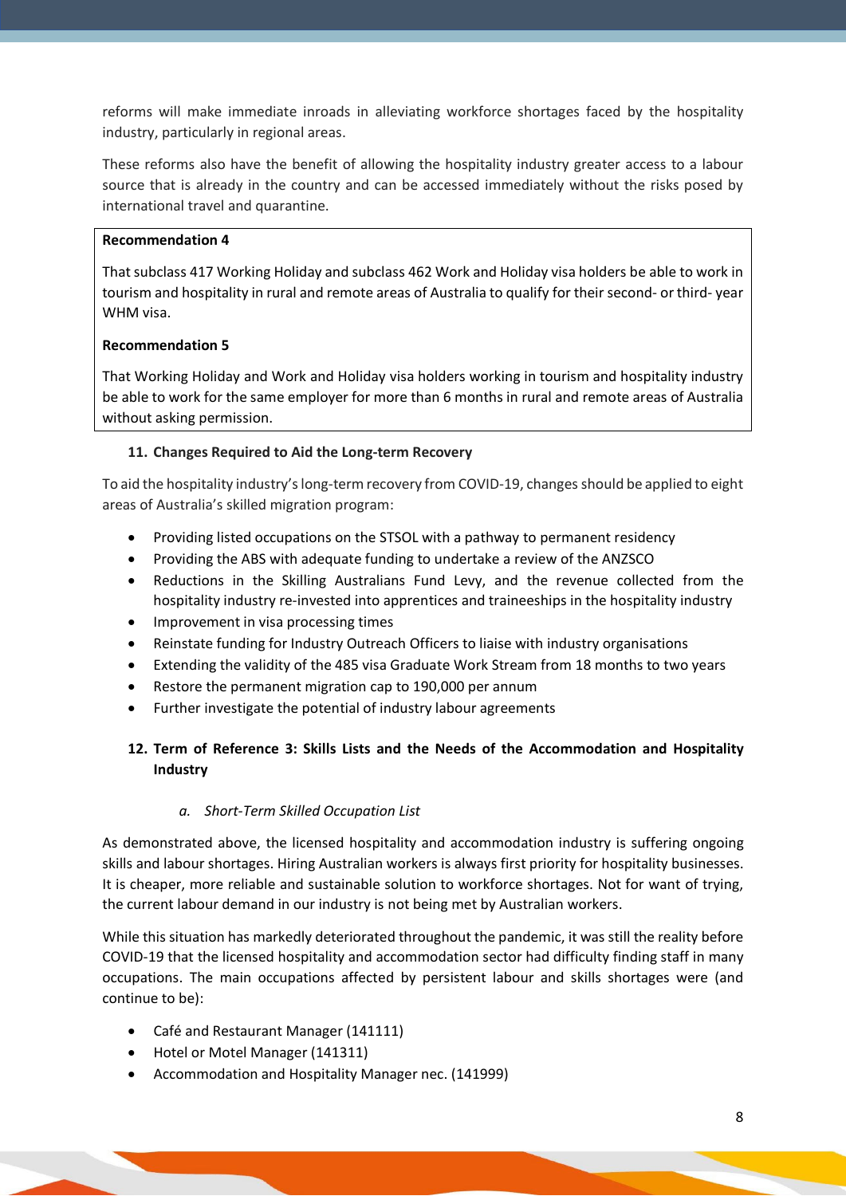reforms will make immediate inroads in alleviating workforce shortages faced by the hospitality industry, particularly in regional areas.

These reforms also have the benefit of allowing the hospitality industry greater access to a labour source that is already in the country and can be accessed immediately without the risks posed by international travel and quarantine.

> **Recommendation 4**
>
> That subclass 417 Working Holiday and subclass 462 Work and Holiday visa holders be able to work in tourism and hospitality in rural and remote areas of Australia to qualify for their second- or third- year WHM visa.
>
> **Recommendation 5**
>
> That Working Holiday and Work and Holiday visa holders working in tourism and hospitality industry be able to work for the same employer for more than 6 months in rural and remote areas of Australia without asking permission.

## 11. Changes Required to Aid the Long-term Recovery

To aid the hospitality industry's long-term recovery from COVID-19, changes should be applied to eight areas of Australia's skilled migration program:

- Providing listed occupations on the STSOL with a pathway to permanent residency
- Providing the ABS with adequate funding to undertake a review of the ANZSCO
- Reductions in the Skilling Australians Fund Levy, and the revenue collected from the hospitality industry re-invested into apprentices and traineeships in the hospitality industry
- Improvement in visa processing times
- Reinstate funding for Industry Outreach Officers to liaise with industry organisations
- Extending the validity of the 485 visa Graduate Work Stream from 18 months to two years
- Restore the permanent migration cap to 190,000 per annum
- Further investigate the potential of industry labour agreements

## 12. Term of Reference 3: Skills Lists and the Needs of the Accommodation and Hospitality Industry

### *a. Short-Term Skilled Occupation List*

As demonstrated above, the licensed hospitality and accommodation industry is suffering ongoing skills and labour shortages. Hiring Australian workers is always first priority for hospitality businesses. It is cheaper, more reliable and sustainable solution to workforce shortages. Not for want of trying, the current labour demand in our industry is not being met by Australian workers.

While this situation has markedly deteriorated throughout the pandemic, it was still the reality before COVID-19 that the licensed hospitality and accommodation sector had difficulty finding staff in many occupations. The main occupations affected by persistent labour and skills shortages were (and continue to be):

- Café and Restaurant Manager (141111)
- Hotel or Motel Manager (141311)
- Accommodation and Hospitality Manager nec. (141999)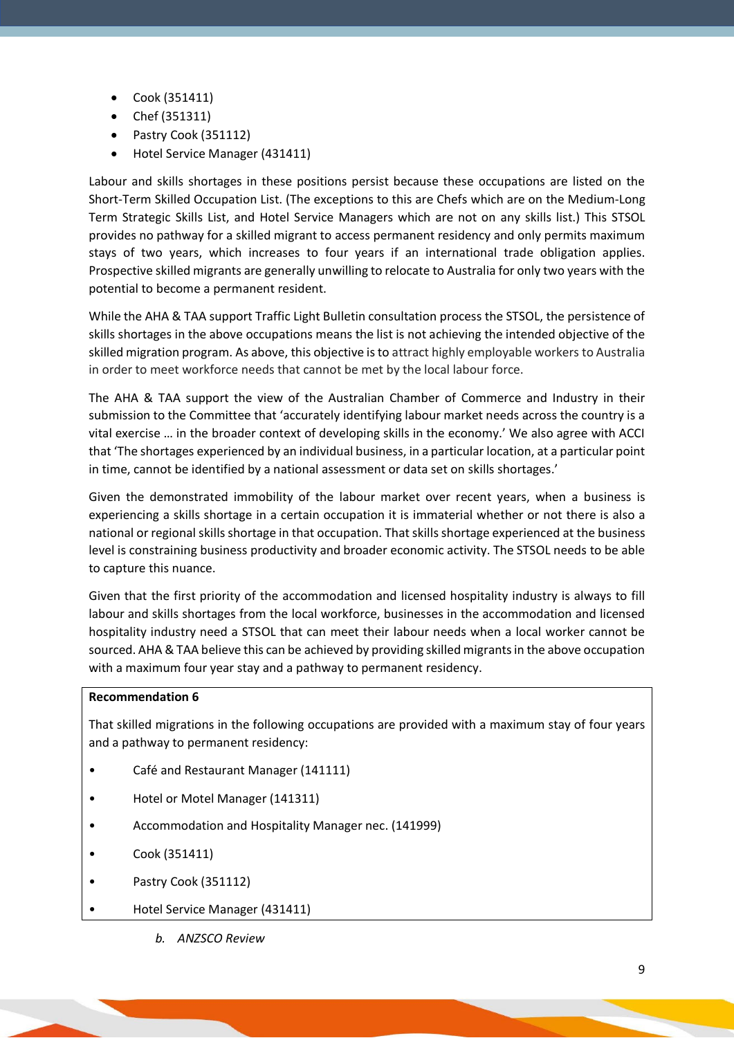- Cook (351411)
- Chef (351311)
- Pastry Cook (351112)
- Hotel Service Manager (431411)

Labour and skills shortages in these positions persist because these occupations are listed on the Short-Term Skilled Occupation List. (The exceptions to this are Chefs which are on the Medium-Long Term Strategic Skills List, and Hotel Service Managers which are not on any skills list.) This STSOL provides no pathway for a skilled migrant to access permanent residency and only permits maximum stays of two years, which increases to four years if an international trade obligation applies. Prospective skilled migrants are generally unwilling to relocate to Australia for only two years with the potential to become a permanent resident.

While the AHA & TAA support Traffic Light Bulletin consultation process the STSOL, the persistence of skills shortages in the above occupations means the list is not achieving the intended objective of the skilled migration program. As above, this objective is to attract highly employable workers to Australia in order to meet workforce needs that cannot be met by the local labour force.

The AHA & TAA support the view of the Australian Chamber of Commerce and Industry in their submission to the Committee that 'accurately identifying labour market needs across the country is a vital exercise … in the broader context of developing skills in the economy.' We also agree with ACCI that 'The shortages experienced by an individual business, in a particular location, at a particular point in time, cannot be identified by a national assessment or data set on skills shortages.'

Given the demonstrated immobility of the labour market over recent years, when a business is experiencing a skills shortage in a certain occupation it is immaterial whether or not there is also a national or regional skills shortage in that occupation. That skills shortage experienced at the business level is constraining business productivity and broader economic activity. The STSOL needs to be able to capture this nuance.

Given that the first priority of the accommodation and licensed hospitality industry is always to fill labour and skills shortages from the local workforce, businesses in the accommodation and licensed hospitality industry need a STSOL that can meet their labour needs when a local worker cannot be sourced. AHA & TAA believe this can be achieved by providing skilled migrants in the above occupation with a maximum four year stay and a pathway to permanent residency.

**Recommendation 6**

That skilled migrations in the following occupations are provided with a maximum stay of four years and a pathway to permanent residency:

- Café and Restaurant Manager (141111)
- Hotel or Motel Manager (141311)
- Accommodation and Hospitality Manager nec. (141999)
- Cook (351411)
- Pastry Cook (351112)
- Hotel Service Manager (431411)

*b. ANZSCO Review*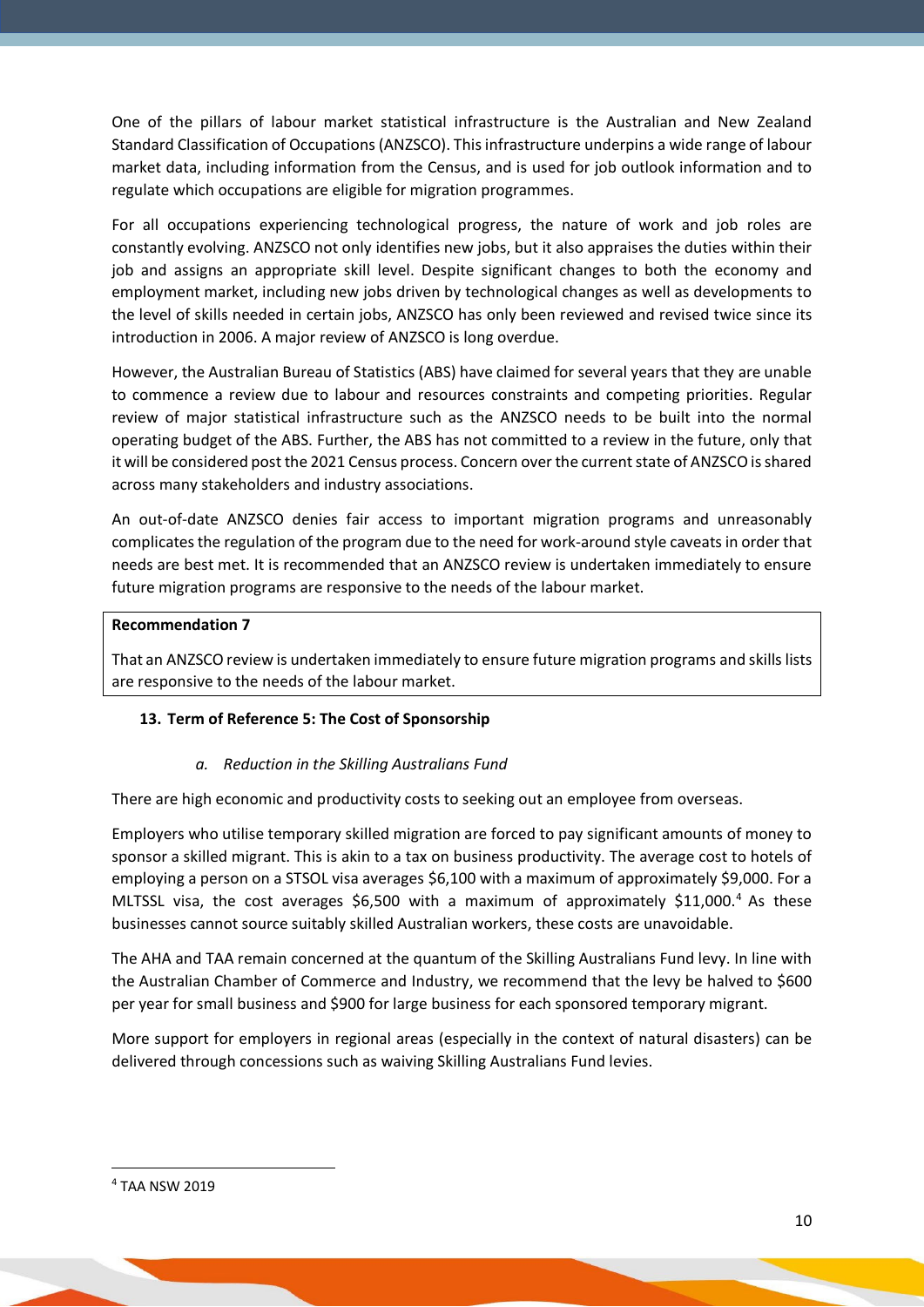One of the pillars of labour market statistical infrastructure is the Australian and New Zealand Standard Classification of Occupations (ANZSCO). This infrastructure underpins a wide range of labour market data, including information from the Census, and is used for job outlook information and to regulate which occupations are eligible for migration programmes.

For all occupations experiencing technological progress, the nature of work and job roles are constantly evolving. ANZSCO not only identifies new jobs, but it also appraises the duties within their job and assigns an appropriate skill level. Despite significant changes to both the economy and employment market, including new jobs driven by technological changes as well as developments to the level of skills needed in certain jobs, ANZSCO has only been reviewed and revised twice since its introduction in 2006. A major review of ANZSCO is long overdue.

However, the Australian Bureau of Statistics (ABS) have claimed for several years that they are unable to commence a review due to labour and resources constraints and competing priorities. Regular review of major statistical infrastructure such as the ANZSCO needs to be built into the normal operating budget of the ABS. Further, the ABS has not committed to a review in the future, only that it will be considered post the 2021 Census process. Concern over the current state of ANZSCO is shared across many stakeholders and industry associations.

An out-of-date ANZSCO denies fair access to important migration programs and unreasonably complicates the regulation of the program due to the need for work-around style caveats in order that needs are best met. It is recommended that an ANZSCO review is undertaken immediately to ensure future migration programs are responsive to the needs of the labour market.

> **Recommendation 7**
>
> That an ANZSCO review is undertaken immediately to ensure future migration programs and skills lists are responsive to the needs of the labour market.

## 13. Term of Reference 5: The Cost of Sponsorship

### *a. Reduction in the Skilling Australians Fund*

There are high economic and productivity costs to seeking out an employee from overseas.

Employers who utilise temporary skilled migration are forced to pay significant amounts of money to sponsor a skilled migrant. This is akin to a tax on business productivity. The average cost to hotels of employing a person on a STSOL visa averages $6,100 with a maximum of approximately $9,000. For a MLTSSL visa, the cost averages $6,500 with a maximum of approximately $11,000.[4] As these businesses cannot source suitably skilled Australian workers, these costs are unavoidable.

The AHA and TAA remain concerned at the quantum of the Skilling Australians Fund levy. In line with the Australian Chamber of Commerce and Industry, we recommend that the levy be halved to $600 per year for small business and $900 for large business for each sponsored temporary migrant.

More support for employers in regional areas (especially in the context of natural disasters) can be delivered through concessions such as waiving Skilling Australians Fund levies.

---

[4] TAA NSW 2019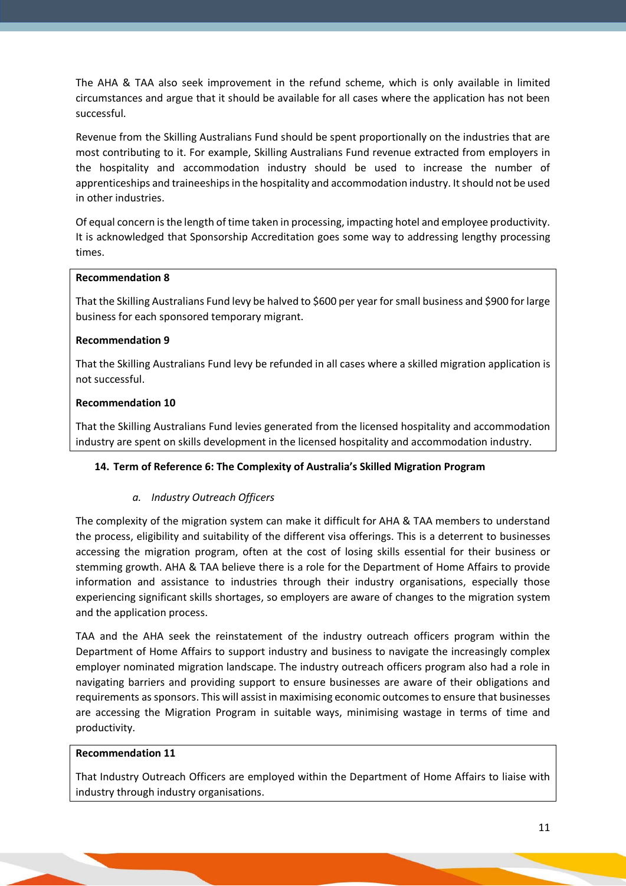The AHA & TAA also seek improvement in the refund scheme, which is only available in limited circumstances and argue that it should be available for all cases where the application has not been successful.

Revenue from the Skilling Australians Fund should be spent proportionally on the industries that are most contributing to it. For example, Skilling Australians Fund revenue extracted from employers in the hospitality and accommodation industry should be used to increase the number of apprenticeships and traineeships in the hospitality and accommodation industry. It should not be used in other industries.

Of equal concern is the length of time taken in processing, impacting hotel and employee productivity. It is acknowledged that Sponsorship Accreditation goes some way to addressing lengthy processing times.

> **Recommendation 8**
>
> That the Skilling Australians Fund levy be halved to $600 per year for small business and $900 for large business for each sponsored temporary migrant.
>
> **Recommendation 9**
>
> That the Skilling Australians Fund levy be refunded in all cases where a skilled migration application is not successful.
>
> **Recommendation 10**
>
> That the Skilling Australians Fund levies generated from the licensed hospitality and accommodation industry are spent on skills development in the licensed hospitality and accommodation industry.

## 14. Term of Reference 6: The Complexity of Australia's Skilled Migration Program

### *a. Industry Outreach Officers*

The complexity of the migration system can make it difficult for AHA & TAA members to understand the process, eligibility and suitability of the different visa offerings. This is a deterrent to businesses accessing the migration program, often at the cost of losing skills essential for their business or stemming growth. AHA & TAA believe there is a role for the Department of Home Affairs to provide information and assistance to industries through their industry organisations, especially those experiencing significant skills shortages, so employers are aware of changes to the migration system and the application process.

TAA and the AHA seek the reinstatement of the industry outreach officers program within the Department of Home Affairs to support industry and business to navigate the increasingly complex employer nominated migration landscape. The industry outreach officers program also had a role in navigating barriers and providing support to ensure businesses are aware of their obligations and requirements as sponsors. This will assist in maximising economic outcomes to ensure that businesses are accessing the Migration Program in suitable ways, minimising wastage in terms of time and productivity.

> **Recommendation 11**
>
> That Industry Outreach Officers are employed within the Department of Home Affairs to liaise with industry through industry organisations.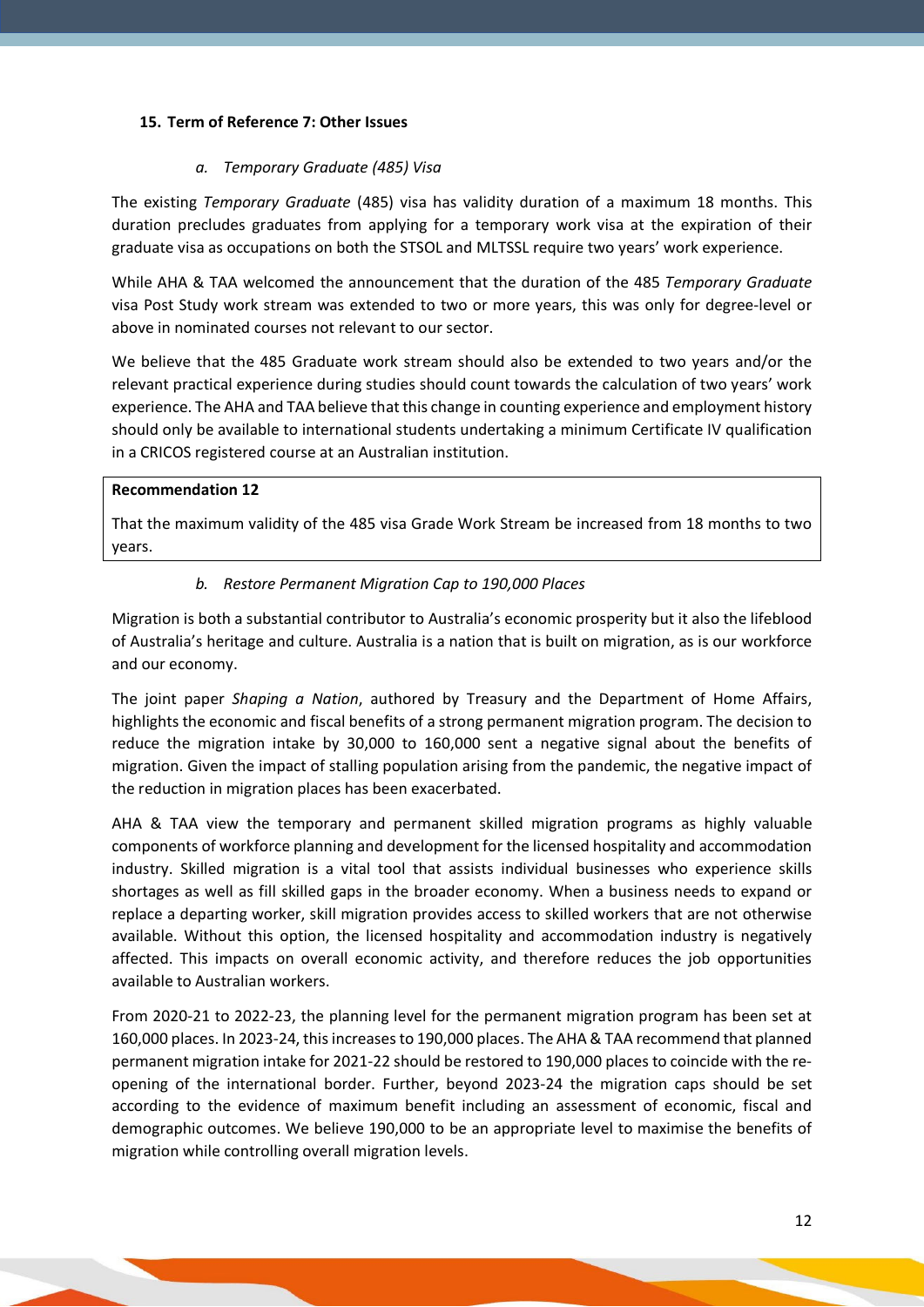## 15. Term of Reference 7: Other Issues

### *a. Temporary Graduate (485) Visa*

The existing *Temporary Graduate* (485) visa has validity duration of a maximum 18 months. This duration precludes graduates from applying for a temporary work visa at the expiration of their graduate visa as occupations on both the STSOL and MLTSSL require two years' work experience.

While AHA & TAA welcomed the announcement that the duration of the 485 *Temporary Graduate* visa Post Study work stream was extended to two or more years, this was only for degree-level or above in nominated courses not relevant to our sector.

We believe that the 485 Graduate work stream should also be extended to two years and/or the relevant practical experience during studies should count towards the calculation of two years' work experience. The AHA and TAA believe that this change in counting experience and employment history should only be available to international students undertaking a minimum Certificate IV qualification in a CRICOS registered course at an Australian institution.

**Recommendation 12**

That the maximum validity of the 485 visa Grade Work Stream be increased from 18 months to two years.

### *b. Restore Permanent Migration Cap to 190,000 Places*

Migration is both a substantial contributor to Australia's economic prosperity but it also the lifeblood of Australia's heritage and culture. Australia is a nation that is built on migration, as is our workforce and our economy.

The joint paper *Shaping a Nation*, authored by Treasury and the Department of Home Affairs, highlights the economic and fiscal benefits of a strong permanent migration program. The decision to reduce the migration intake by 30,000 to 160,000 sent a negative signal about the benefits of migration. Given the impact of stalling population arising from the pandemic, the negative impact of the reduction in migration places has been exacerbated.

AHA & TAA view the temporary and permanent skilled migration programs as highly valuable components of workforce planning and development for the licensed hospitality and accommodation industry. Skilled migration is a vital tool that assists individual businesses who experience skills shortages as well as fill skilled gaps in the broader economy. When a business needs to expand or replace a departing worker, skill migration provides access to skilled workers that are not otherwise available. Without this option, the licensed hospitality and accommodation industry is negatively affected. This impacts on overall economic activity, and therefore reduces the job opportunities available to Australian workers.

From 2020-21 to 2022-23, the planning level for the permanent migration program has been set at 160,000 places. In 2023-24, this increases to 190,000 places. The AHA & TAA recommend that planned permanent migration intake for 2021-22 should be restored to 190,000 places to coincide with the re-opening of the international border. Further, beyond 2023-24 the migration caps should be set according to the evidence of maximum benefit including an assessment of economic, fiscal and demographic outcomes. We believe 190,000 to be an appropriate level to maximise the benefits of migration while controlling overall migration levels.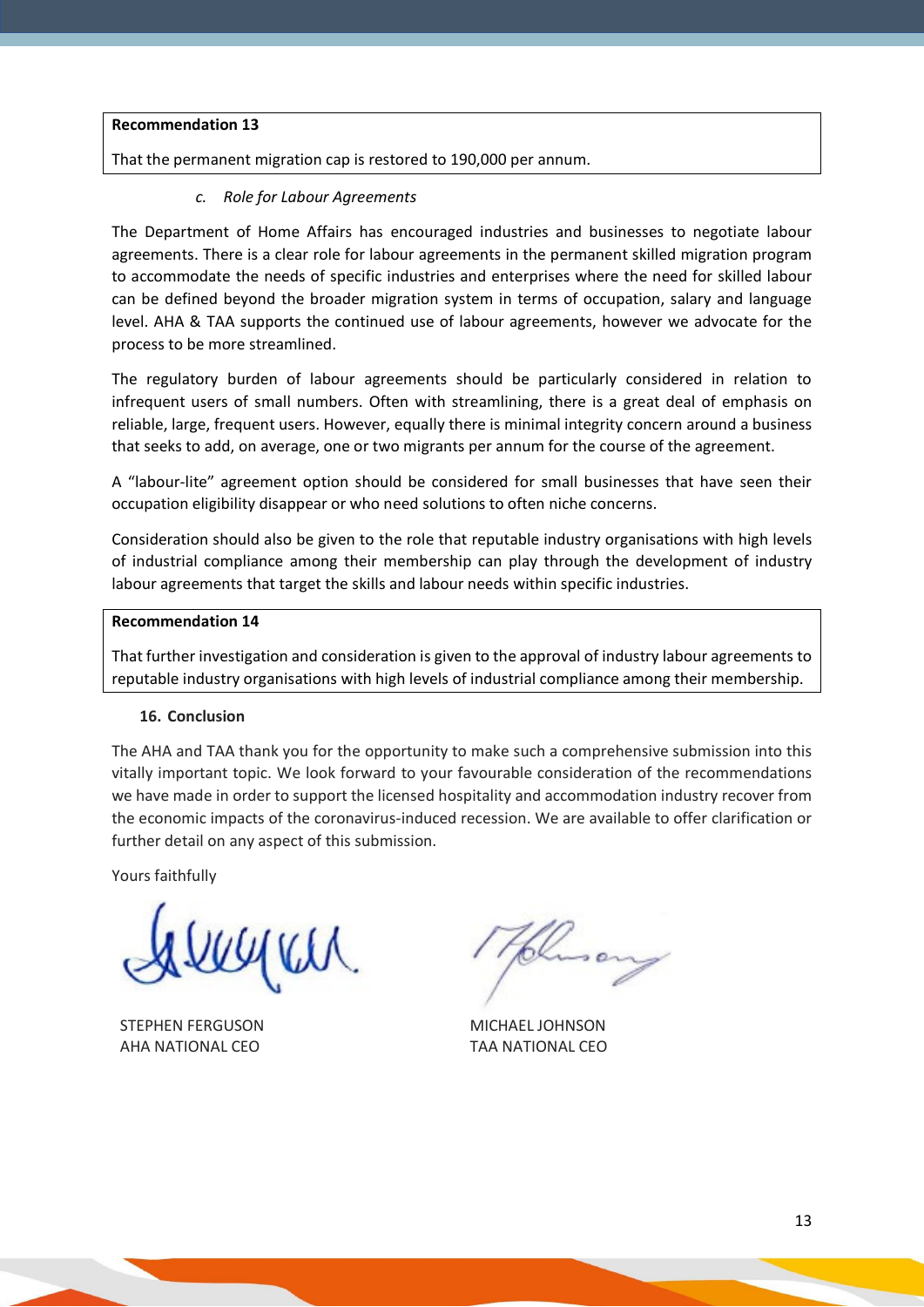**Recommendation 13**

That the permanent migration cap is restored to 190,000 per annum.

*c. Role for Labour Agreements*

The Department of Home Affairs has encouraged industries and businesses to negotiate labour agreements. There is a clear role for labour agreements in the permanent skilled migration program to accommodate the needs of specific industries and enterprises where the need for skilled labour can be defined beyond the broader migration system in terms of occupation, salary and language level. AHA & TAA supports the continued use of labour agreements, however we advocate for the process to be more streamlined.

The regulatory burden of labour agreements should be particularly considered in relation to infrequent users of small numbers. Often with streamlining, there is a great deal of emphasis on reliable, large, frequent users. However, equally there is minimal integrity concern around a business that seeks to add, on average, one or two migrants per annum for the course of the agreement.

A "labour-lite" agreement option should be considered for small businesses that have seen their occupation eligibility disappear or who need solutions to often niche concerns.

Consideration should also be given to the role that reputable industry organisations with high levels of industrial compliance among their membership can play through the development of industry labour agreements that target the skills and labour needs within specific industries.

**Recommendation 14**

That further investigation and consideration is given to the approval of industry labour agreements to reputable industry organisations with high levels of industrial compliance among their membership.

## 16. Conclusion

The AHA and TAA thank you for the opportunity to make such a comprehensive submission into this vitally important topic. We look forward to your favourable consideration of the recommendations we have made in order to support the licensed hospitality and accommodation industry recover from the economic impacts of the coronavirus-induced recession. We are available to offer clarification or further detail on any aspect of this submission.

Yours faithfully

STEPHEN FERGUSON
AHA NATIONAL CEO

MICHAEL JOHNSON
TAA NATIONAL CEO